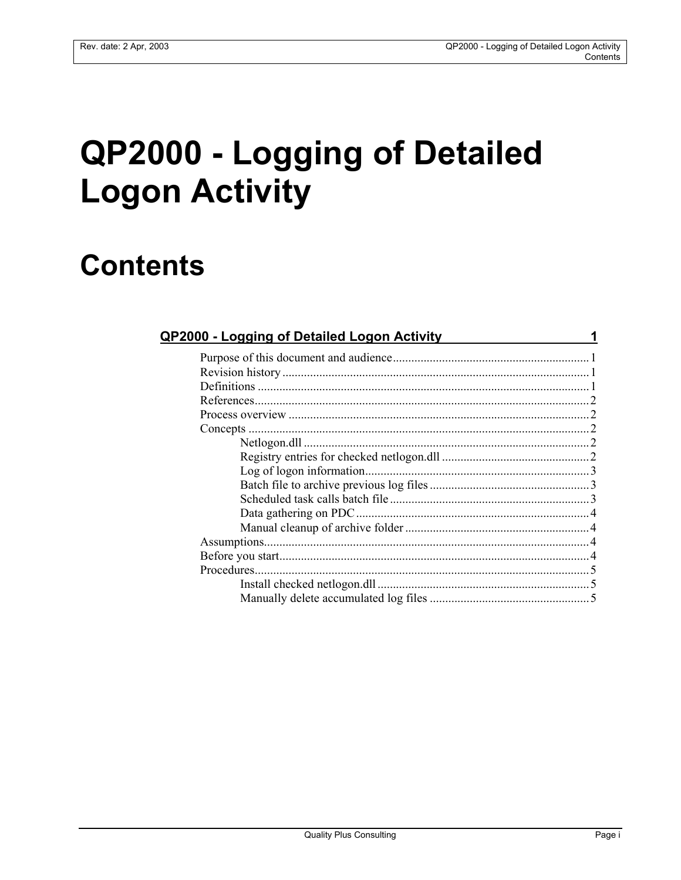# QP2000 - Logging of Detailed Logon Activity

# Contents

**QP2000 - Logging of Detailed Logon Activity** 1

- Purpose of this document and audience 1
- Revision history 1
- Definitions 1
- References 2
- Process overview 2
- Concepts 2
  - Netlogon.dll 2
  - Registry entries for checked netlogon.dll 2
  - Log of logon information 3
  - Batch file to archive previous log files 3
  - Scheduled task calls batch file 3
  - Data gathering on PDC 4
  - Manual cleanup of archive folder 4
- Assumptions 4
- Before you start 4
- Procedures 5
  - Install checked netlogon.dll 5
  - Manually delete accumulated log files 5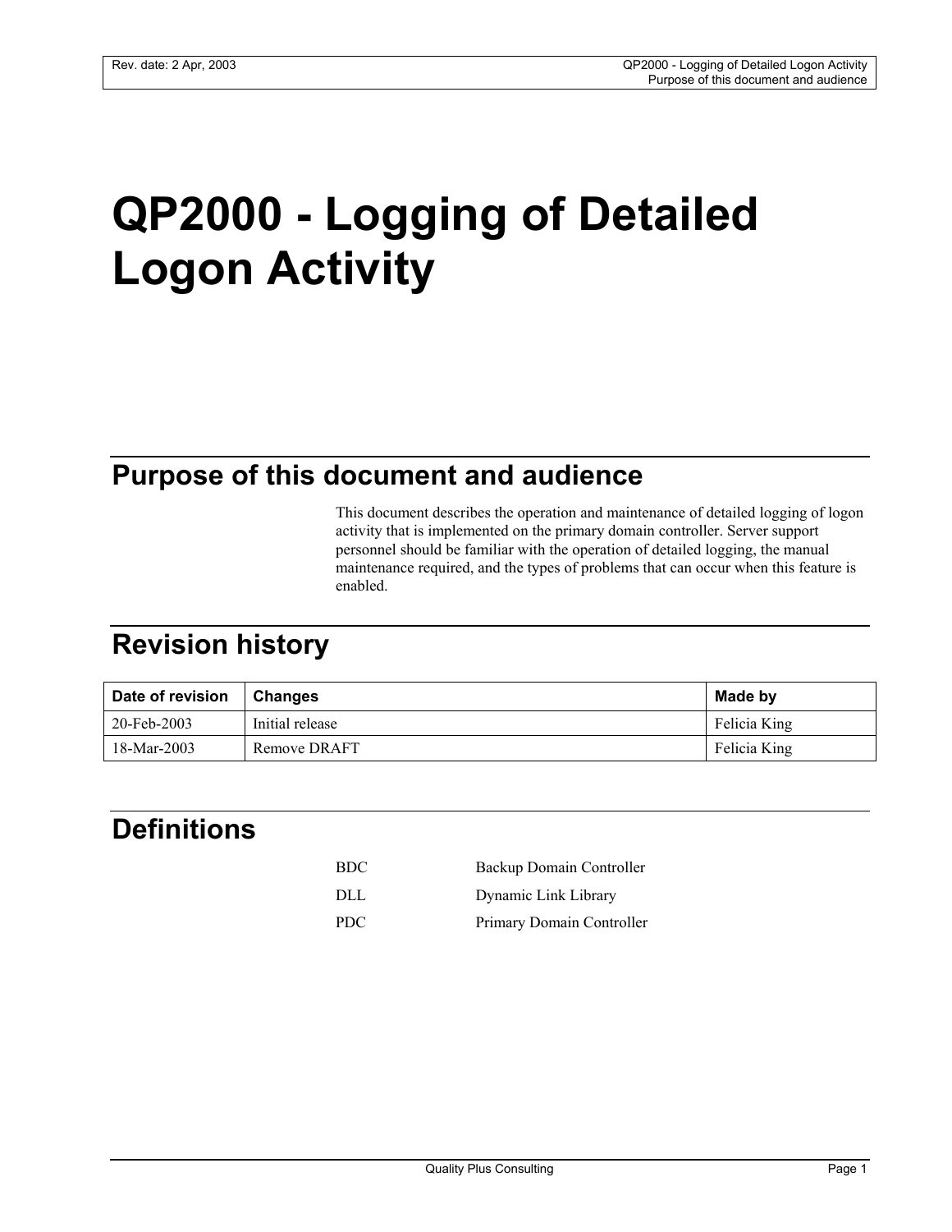# QP2000 - Logging of Detailed Logon Activity

## Purpose of this document and audience

This document describes the operation and maintenance of detailed logging of logon activity that is implemented on the primary domain controller. Server support personnel should be familiar with the operation of detailed logging, the manual maintenance required, and the types of problems that can occur when this feature is enabled.

## Revision history

| Date of revision | Changes | Made by |
| --- | --- | --- |
| 20-Feb-2003 | Initial release | Felicia King |
| 18-Mar-2003 | Remove DRAFT | Felicia King |

## Definitions

| | |
| --- | --- |
| BDC | Backup Domain Controller |
| DLL | Dynamic Link Library |
| PDC | Primary Domain Controller |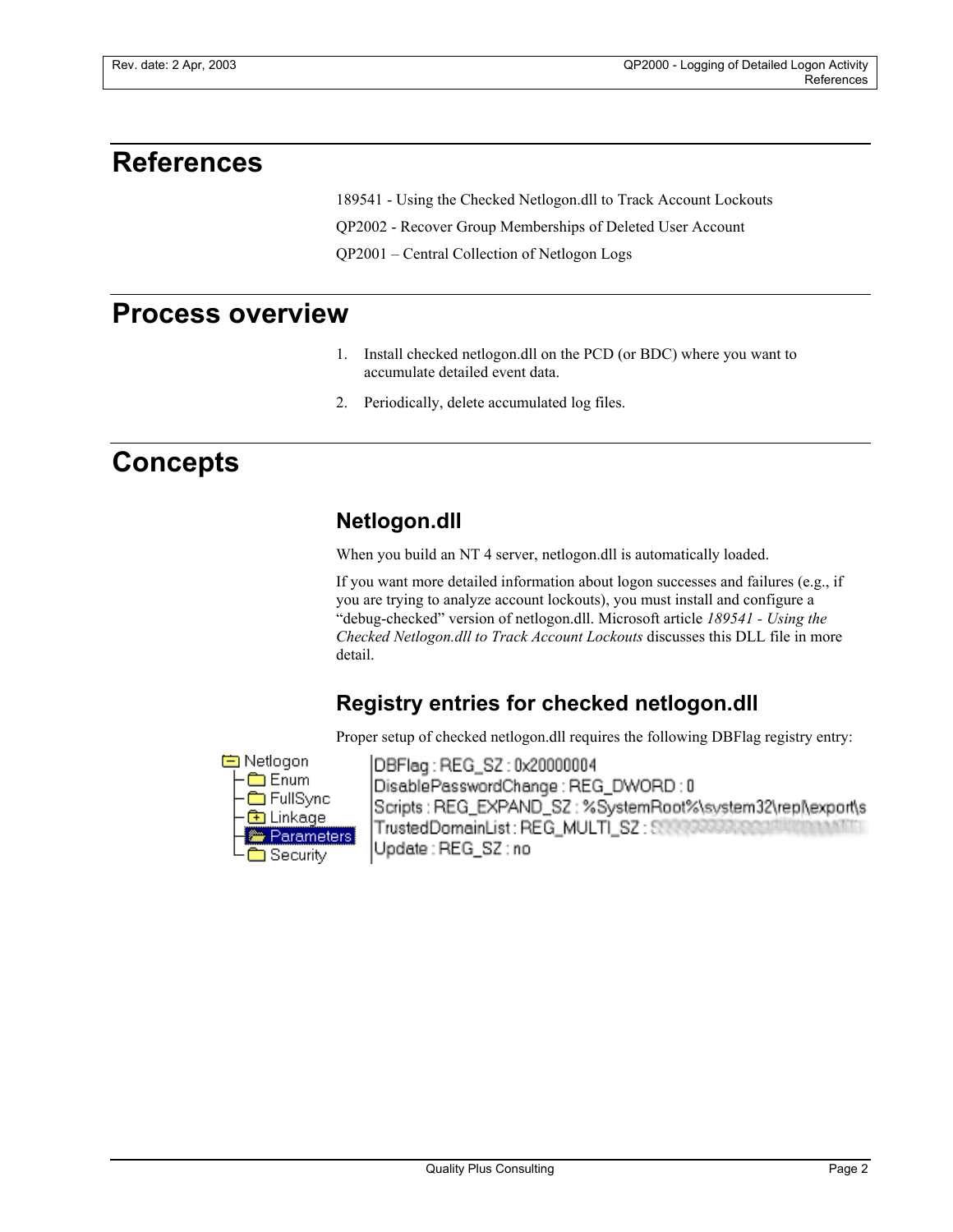# References

189541 - Using the Checked Netlogon.dll to Track Account Lockouts

QP2002 - Recover Group Memberships of Deleted User Account

QP2001 – Central Collection of Netlogon Logs

# Process overview

1. Install checked netlogon.dll on the PCD (or BDC) where you want to accumulate detailed event data.
2. Periodically, delete accumulated log files.

# Concepts

## Netlogon.dll

When you build an NT 4 server, netlogon.dll is automatically loaded.

If you want more detailed information about logon successes and failures (e.g., if you are trying to analyze account lockouts), you must install and configure a "debug-checked" version of netlogon.dll. Microsoft article *189541 - Using the Checked Netlogon.dll to Track Account Lockouts* discusses this DLL file in more detail.

## Registry entries for checked netlogon.dll

Proper setup of checked netlogon.dll requires the following DBFlag registry entry:

```
Netlogon
├─ Enum
├─ FullSync
├─ Linkage
├─ Parameters
└─ Security

DBFlag : REG_SZ : 0x20000004
DisablePasswordChange : REG_DWORD : 0
Scripts : REG_EXPAND_SZ : %SystemRoot%\system32\repl\export\s
TrustedDomainList : REG_MULTI_SZ :
Update : REG_SZ : no
```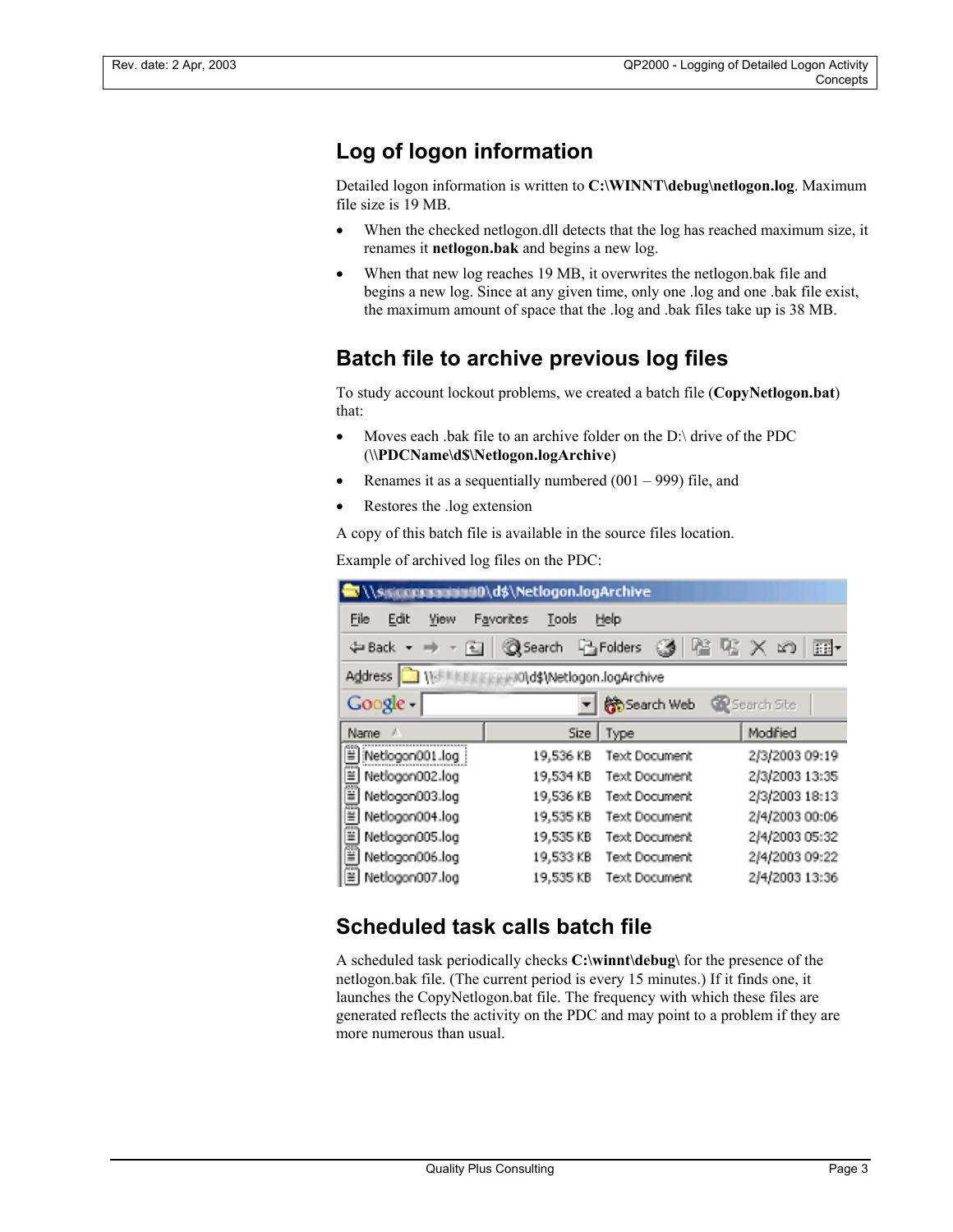## Log of logon information

Detailed logon information is written to **C:\WINNT\debug\netlogon.log**. Maximum file size is 19 MB.

- When the checked netlogon.dll detects that the log has reached maximum size, it renames it **netlogon.bak** and begins a new log.
- When that new log reaches 19 MB, it overwrites the netlogon.bak file and begins a new log. Since at any given time, only one .log and one .bak file exist, the maximum amount of space that the .log and .bak files take up is 38 MB.

## Batch file to archive previous log files

To study account lockout problems, we created a batch file (**CopyNetlogon.bat**) that:

- Moves each .bak file to an archive folder on the D:\ drive of the PDC (**\\PDCName\d$\Netlogon.logArchive**)
- Renames it as a sequentially numbered (001 – 999) file, and
- Restores the .log extension

A copy of this batch file is available in the source files location.

Example of archived log files on the PDC:

| Name | Size | Type | Modified |
|---|---|---|---|
| Netlogon001.log | 19,536 KB | Text Document | 2/3/2003 09:19 |
| Netlogon002.log | 19,534 KB | Text Document | 2/3/2003 13:35 |
| Netlogon003.log | 19,536 KB | Text Document | 2/3/2003 18:13 |
| Netlogon004.log | 19,535 KB | Text Document | 2/4/2003 00:06 |
| Netlogon005.log | 19,535 KB | Text Document | 2/4/2003 05:32 |
| Netlogon006.log | 19,533 KB | Text Document | 2/4/2003 09:22 |
| Netlogon007.log | 19,535 KB | Text Document | 2/4/2003 13:36 |

## Scheduled task calls batch file

A scheduled task periodically checks **C:\winnt\debug\** for the presence of the netlogon.bak file. (The current period is every 15 minutes.) If it finds one, it launches the CopyNetlogon.bat file. The frequency with which these files are generated reflects the activity on the PDC and may point to a problem if they are more numerous than usual.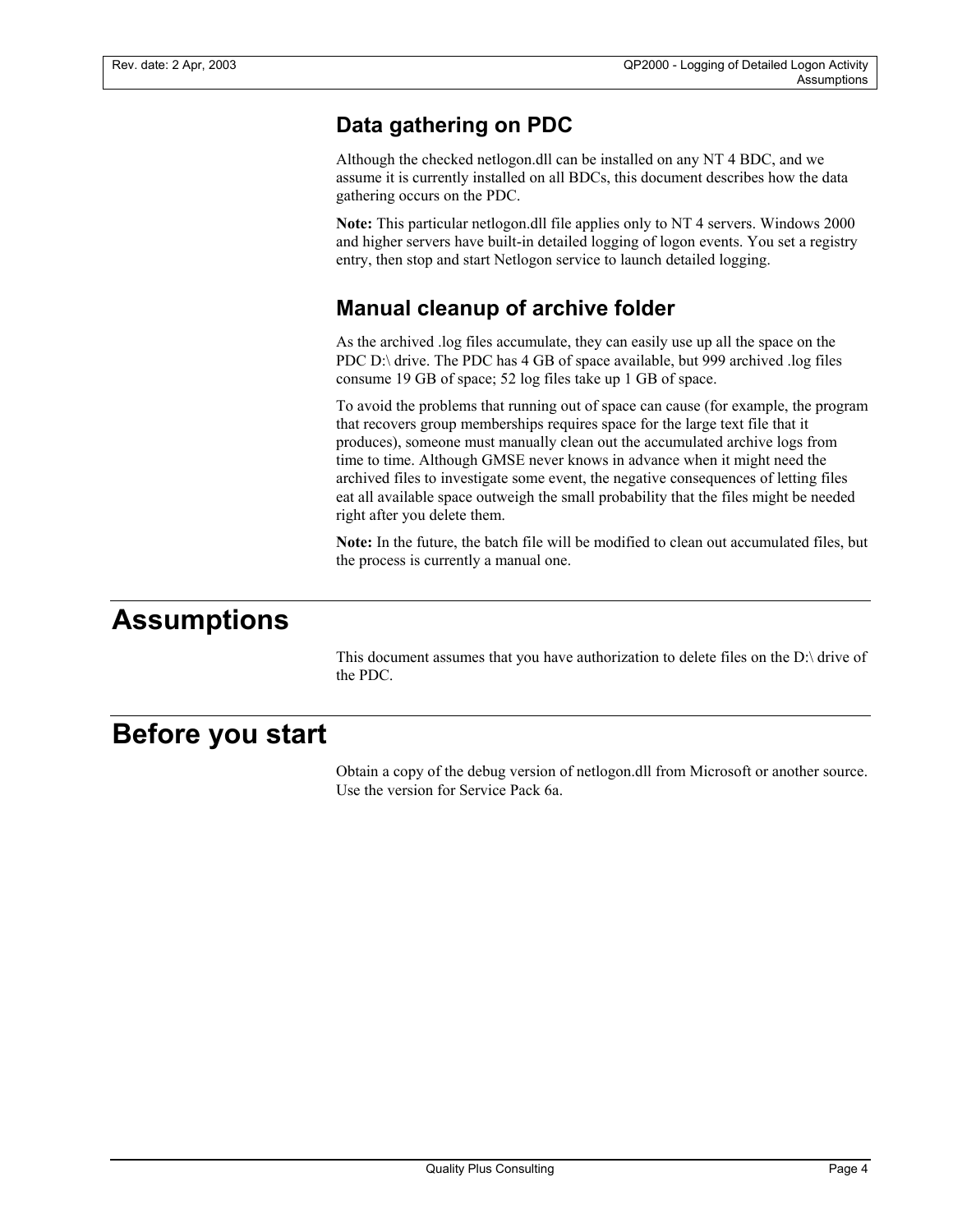## Data gathering on PDC

Although the checked netlogon.dll can be installed on any NT 4 BDC, and we assume it is currently installed on all BDCs, this document describes how the data gathering occurs on the PDC.

**Note:** This particular netlogon.dll file applies only to NT 4 servers. Windows 2000 and higher servers have built-in detailed logging of logon events. You set a registry entry, then stop and start Netlogon service to launch detailed logging.

## Manual cleanup of archive folder

As the archived .log files accumulate, they can easily use up all the space on the PDC D:\ drive. The PDC has 4 GB of space available, but 999 archived .log files consume 19 GB of space; 52 log files take up 1 GB of space.

To avoid the problems that running out of space can cause (for example, the program that recovers group memberships requires space for the large text file that it produces), someone must manually clean out the accumulated archive logs from time to time. Although GMSE never knows in advance when it might need the archived files to investigate some event, the negative consequences of letting files eat all available space outweigh the small probability that the files might be needed right after you delete them.

**Note:** In the future, the batch file will be modified to clean out accumulated files, but the process is currently a manual one.

# Assumptions

This document assumes that you have authorization to delete files on the D:\ drive of the PDC.

# Before you start

Obtain a copy of the debug version of netlogon.dll from Microsoft or another source. Use the version for Service Pack 6a.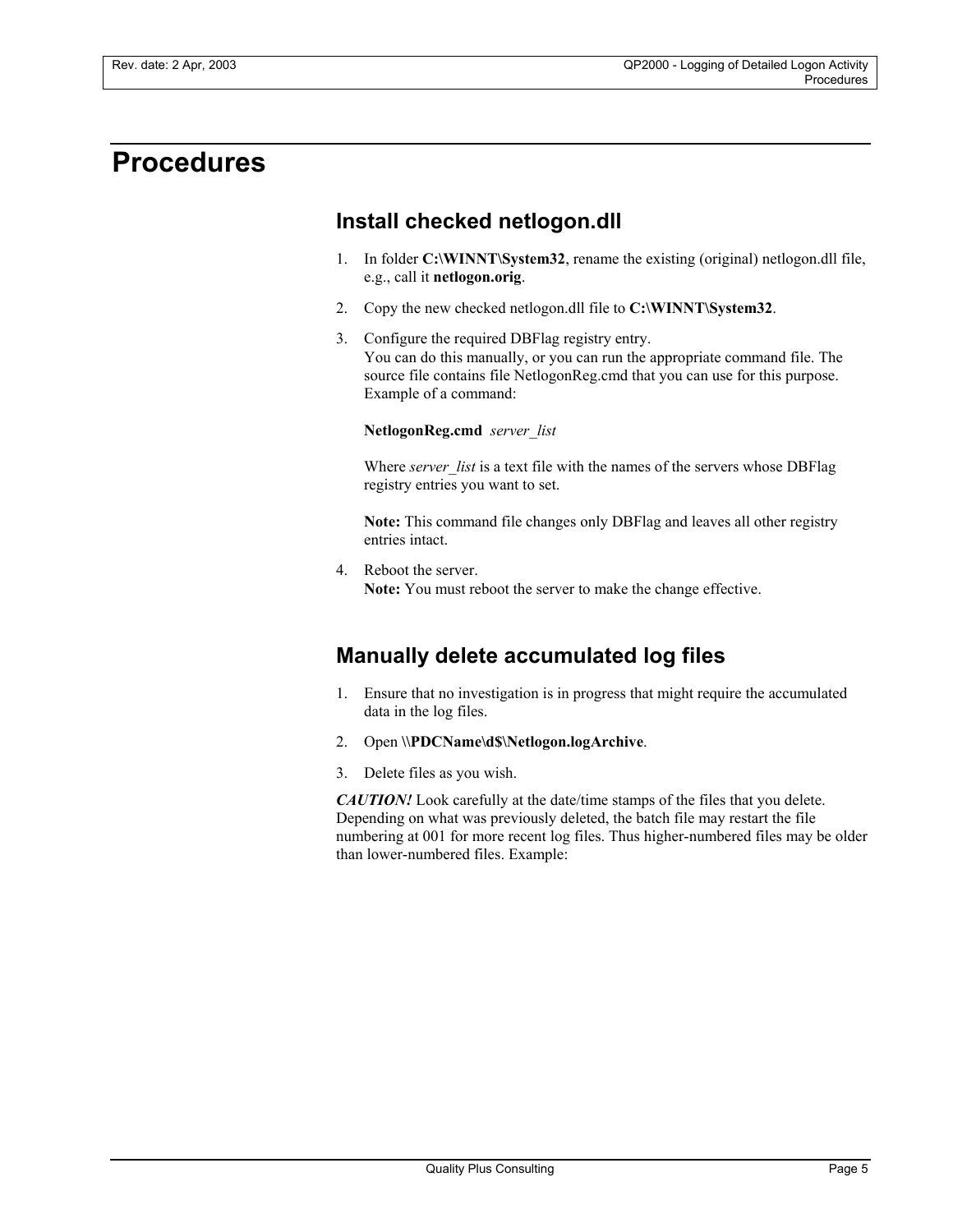# Procedures

## Install checked netlogon.dll

1. In folder **C:\WINNT\System32**, rename the existing (original) netlogon.dll file, e.g., call it **netlogon.orig**.
2. Copy the new checked netlogon.dll file to **C:\WINNT\System32**.
3. Configure the required DBFlag registry entry.
   You can do this manually, or you can run the appropriate command file. The source file contains file NetlogonReg.cmd that you can use for this purpose. Example of a command:

   **NetlogonReg.cmd** *server_list*

   Where *server_list* is a text file with the names of the servers whose DBFlag registry entries you want to set.

   **Note:** This command file changes only DBFlag and leaves all other registry entries intact.
4. Reboot the server.
   **Note:** You must reboot the server to make the change effective.

## Manually delete accumulated log files

1. Ensure that no investigation is in progress that might require the accumulated data in the log files.
2. Open **\\PDCName\d$\Netlogon.logArchive**.
3. Delete files as you wish.

***CAUTION!*** Look carefully at the date/time stamps of the files that you delete. Depending on what was previously deleted, the batch file may restart the file numbering at 001 for more recent log files. Thus higher-numbered files may be older than lower-numbered files. Example: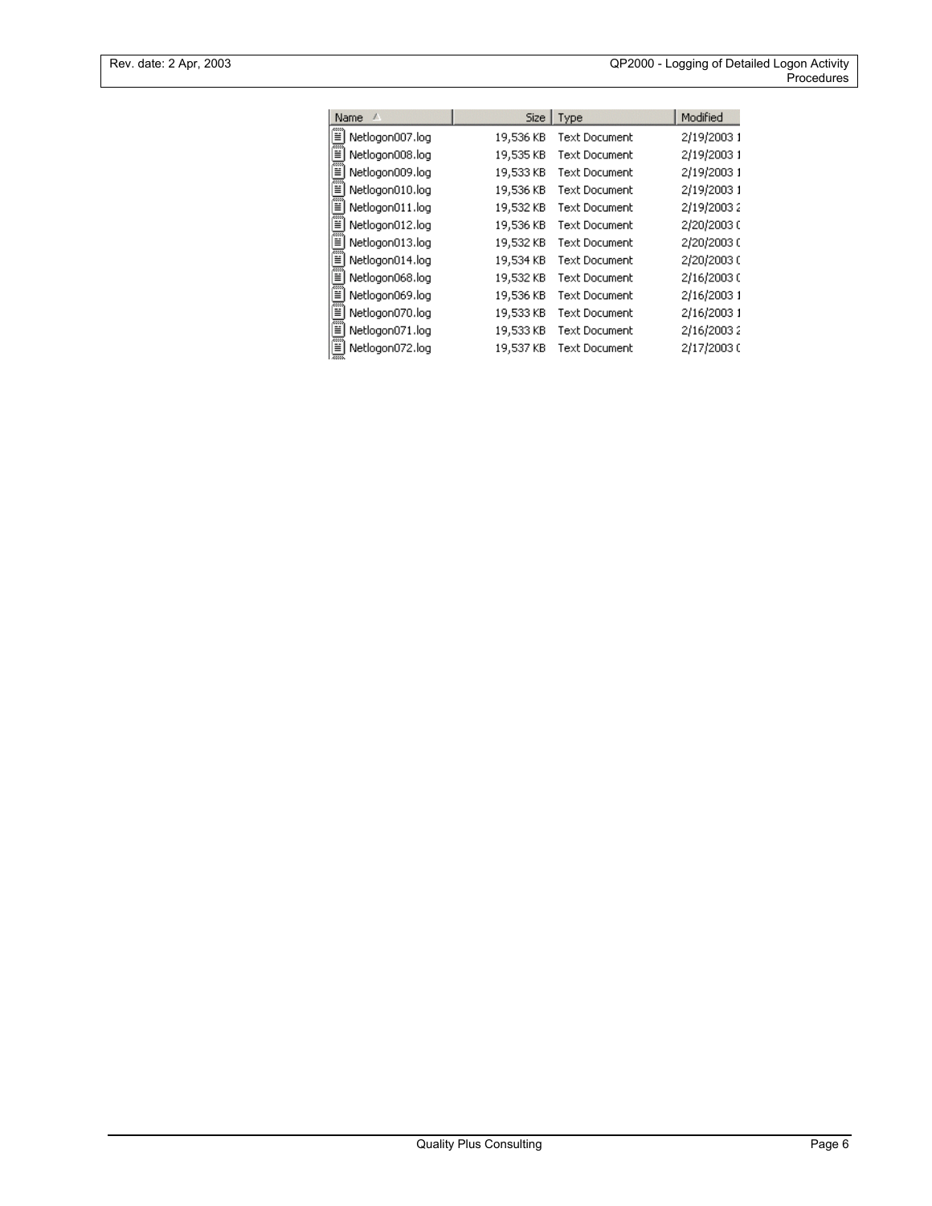| Name | Size | Type | Modified |
| --- | --- | --- | --- |
| Netlogon007.log | 19,536 KB | Text Document | 2/19/2003 1 |
| Netlogon008.log | 19,535 KB | Text Document | 2/19/2003 1 |
| Netlogon009.log | 19,533 KB | Text Document | 2/19/2003 1 |
| Netlogon010.log | 19,536 KB | Text Document | 2/19/2003 1 |
| Netlogon011.log | 19,532 KB | Text Document | 2/19/2003 2 |
| Netlogon012.log | 19,536 KB | Text Document | 2/20/2003 0 |
| Netlogon013.log | 19,532 KB | Text Document | 2/20/2003 0 |
| Netlogon014.log | 19,534 KB | Text Document | 2/20/2003 0 |
| Netlogon068.log | 19,532 KB | Text Document | 2/16/2003 0 |
| Netlogon069.log | 19,536 KB | Text Document | 2/16/2003 1 |
| Netlogon070.log | 19,533 KB | Text Document | 2/16/2003 1 |
| Netlogon071.log | 19,533 KB | Text Document | 2/16/2003 2 |
| Netlogon072.log | 19,537 KB | Text Document | 2/17/2003 0 |